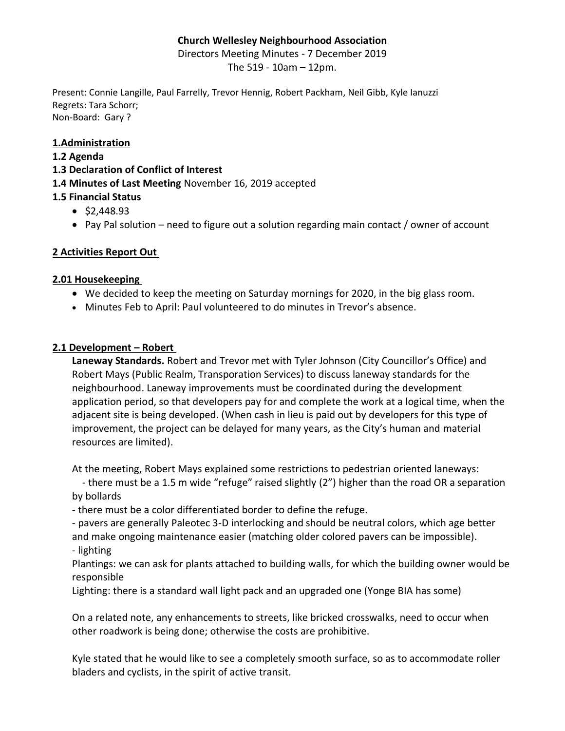**Church Wellesley Neighbourhood Association**

Directors Meeting Minutes - 7 December 2019

The 519 - 10am – 12pm.

Present: Connie Langille, Paul Farrelly, Trevor Hennig, Robert Packham, Neil Gibb, Kyle Ianuzzi
Regrets: Tara Schorr;
Non-Board: Gary ?

**1.Administration**

**1.2 Agenda**

**1.3 Declaration of Conflict of Interest**

**1.4 Minutes of Last Meeting** November 16, 2019 accepted

**1.5 Financial Status**

- $2,448.93
- Pay Pal solution – need to figure out a solution regarding main contact / owner of account

**2 Activities Report Out**

**2.01 Housekeeping**

- We decided to keep the meeting on Saturday mornings for 2020, in the big glass room.
- Minutes Feb to April: Paul volunteered to do minutes in Trevor's absence.

**2.1 Development – Robert**

**Laneway Standards.** Robert and Trevor met with Tyler Johnson (City Councillor's Office) and Robert Mays (Public Realm, Transporation Services) to discuss laneway standards for the neighbourhood. Laneway improvements must be coordinated during the development application period, so that developers pay for and complete the work at a logical time, when the adjacent site is being developed. (When cash in lieu is paid out by developers for this type of improvement, the project can be delayed for many years, as the City's human and material resources are limited).

At the meeting, Robert Mays explained some restrictions to pedestrian oriented laneways:

- there must be a 1.5 m wide "refuge" raised slightly (2") higher than the road OR a separation by bollards
- there must be a color differentiated border to define the refuge.
- pavers are generally Paleotec 3-D interlocking and should be neutral colors, which age better and make ongoing maintenance easier (matching older colored pavers can be impossible).
- lighting

Plantings: we can ask for plants attached to building walls, for which the building owner would be responsible

Lighting: there is a standard wall light pack and an upgraded one (Yonge BIA has some)

On a related note, any enhancements to streets, like bricked crosswalks, need to occur when other roadwork is being done; otherwise the costs are prohibitive.

Kyle stated that he would like to see a completely smooth surface, so as to accommodate roller bladers and cyclists, in the spirit of active transit.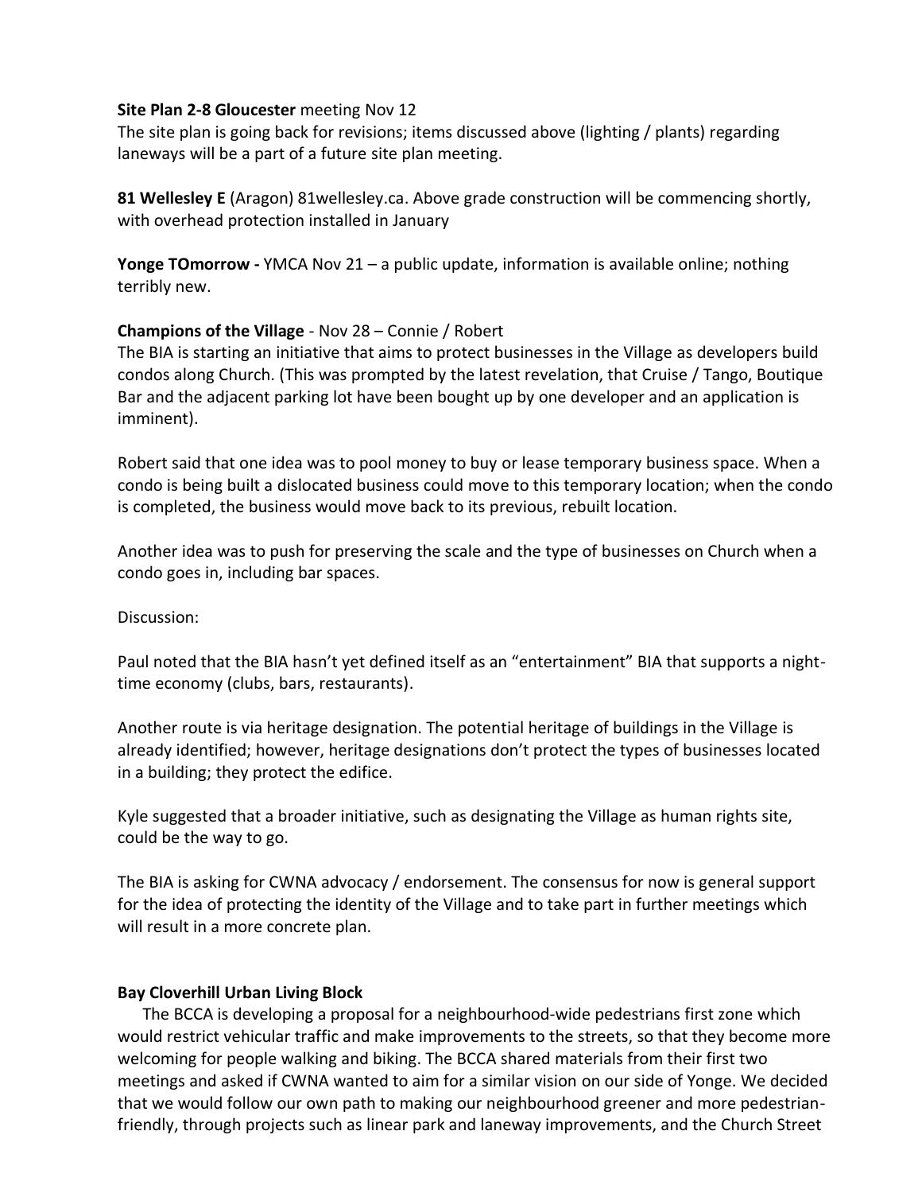**Site Plan 2-8 Gloucester** meeting Nov 12
The site plan is going back for revisions; items discussed above (lighting / plants) regarding laneways will be a part of a future site plan meeting.

**81 Wellesley E** (Aragon) 81wellesley.ca. Above grade construction will be commencing shortly, with overhead protection installed in January

**Yonge TOmorrow -** YMCA Nov 21 – a public update, information is available online; nothing terribly new.

**Champions of the Village** - Nov 28 – Connie / Robert
The BIA is starting an initiative that aims to protect businesses in the Village as developers build condos along Church. (This was prompted by the latest revelation, that Cruise / Tango, Boutique Bar and the adjacent parking lot have been bought up by one developer and an application is imminent).

Robert said that one idea was to pool money to buy or lease temporary business space. When a condo is being built a dislocated business could move to this temporary location; when the condo is completed, the business would move back to its previous, rebuilt location.

Another idea was to push for preserving the scale and the type of businesses on Church when a condo goes in, including bar spaces.

Discussion:

Paul noted that the BIA hasn't yet defined itself as an "entertainment" BIA that supports a night-time economy (clubs, bars, restaurants).

Another route is via heritage designation. The potential heritage of buildings in the Village is already identified; however, heritage designations don't protect the types of businesses located in a building; they protect the edifice.

Kyle suggested that a broader initiative, such as designating the Village as human rights site, could be the way to go.

The BIA is asking for CWNA advocacy / endorsement. The consensus for now is general support for the idea of protecting the identity of the Village and to take part in further meetings which will result in a more concrete plan.

**Bay Cloverhill Urban Living Block**

The BCCA is developing a proposal for a neighbourhood-wide pedestrians first zone which would restrict vehicular traffic and make improvements to the streets, so that they become more welcoming for people walking and biking. The BCCA shared materials from their first two meetings and asked if CWNA wanted to aim for a similar vision on our side of Yonge. We decided that we would follow our own path to making our neighbourhood greener and more pedestrian-friendly, through projects such as linear park and laneway improvements, and the Church Street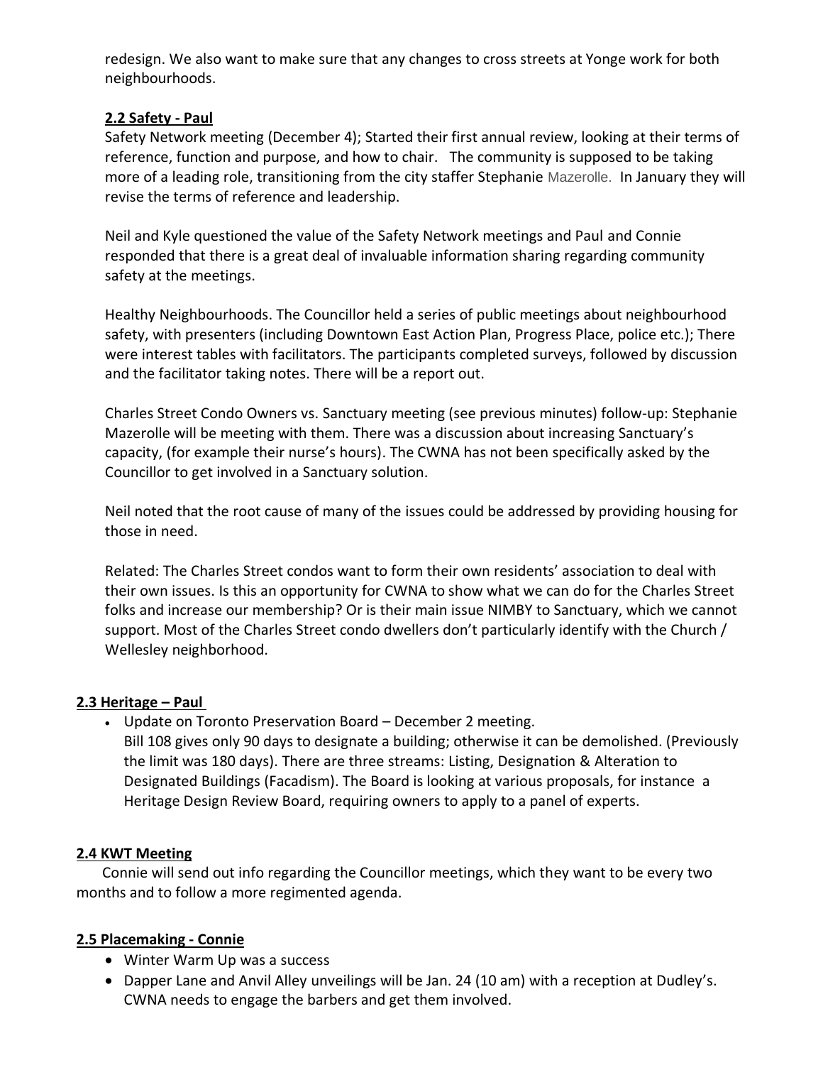redesign. We also want to make sure that any changes to cross streets at Yonge work for both neighbourhoods.

**2.2 Safety - Paul**

Safety Network meeting (December 4); Started their first annual review, looking at their terms of reference, function and purpose, and how to chair. The community is supposed to be taking more of a leading role, transitioning from the city staffer Stephanie Mazerolle. In January they will revise the terms of reference and leadership.

Neil and Kyle questioned the value of the Safety Network meetings and Paul and Connie responded that there is a great deal of invaluable information sharing regarding community safety at the meetings.

Healthy Neighbourhoods. The Councillor held a series of public meetings about neighbourhood safety, with presenters (including Downtown East Action Plan, Progress Place, police etc.); There were interest tables with facilitators. The participants completed surveys, followed by discussion and the facilitator taking notes. There will be a report out.

Charles Street Condo Owners vs. Sanctuary meeting (see previous minutes) follow-up: Stephanie Mazerolle will be meeting with them. There was a discussion about increasing Sanctuary's capacity, (for example their nurse's hours). The CWNA has not been specifically asked by the Councillor to get involved in a Sanctuary solution.

Neil noted that the root cause of many of the issues could be addressed by providing housing for those in need.

Related: The Charles Street condos want to form their own residents' association to deal with their own issues. Is this an opportunity for CWNA to show what we can do for the Charles Street folks and increase our membership? Or is their main issue NIMBY to Sanctuary, which we cannot support. Most of the Charles Street condo dwellers don't particularly identify with the Church / Wellesley neighborhood.

**2.3 Heritage – Paul**

- Update on Toronto Preservation Board – December 2 meeting.
  Bill 108 gives only 90 days to designate a building; otherwise it can be demolished. (Previously the limit was 180 days). There are three streams: Listing, Designation & Alteration to Designated Buildings (Facadism). The Board is looking at various proposals, for instance a Heritage Design Review Board, requiring owners to apply to a panel of experts.

**2.4 KWT Meeting**

Connie will send out info regarding the Councillor meetings, which they want to be every two months and to follow a more regimented agenda.

**2.5 Placemaking - Connie**

- Winter Warm Up was a success
- Dapper Lane and Anvil Alley unveilings will be Jan. 24 (10 am) with a reception at Dudley's. CWNA needs to engage the barbers and get them involved.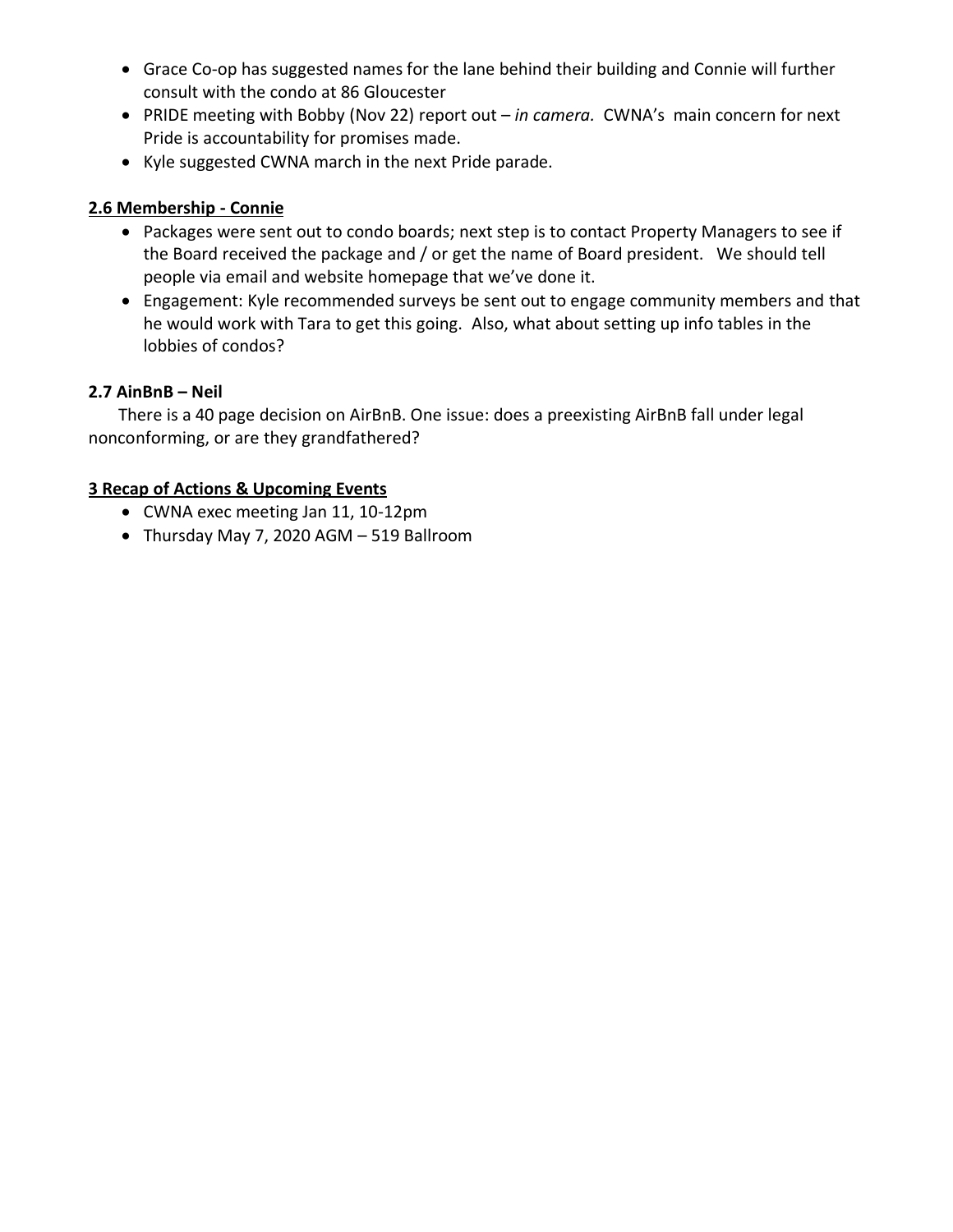- Grace Co-op has suggested names for the lane behind their building and Connie will further consult with the condo at 86 Gloucester
- PRIDE meeting with Bobby (Nov 22) report out – *in camera.* CWNA's main concern for next Pride is accountability for promises made.
- Kyle suggested CWNA march in the next Pride parade.

**2.6 Membership - Connie**

- Packages were sent out to condo boards; next step is to contact Property Managers to see if the Board received the package and / or get the name of Board president. We should tell people via email and website homepage that we've done it.
- Engagement: Kyle recommended surveys be sent out to engage community members and that he would work with Tara to get this going. Also, what about setting up info tables in the lobbies of condos?

**2.7 AinBnB – Neil**

There is a 40 page decision on AirBnB. One issue: does a preexisting AirBnB fall under legal nonconforming, or are they grandfathered?

**3 Recap of Actions & Upcoming Events**

- CWNA exec meeting Jan 11, 10-12pm
- Thursday May 7, 2020 AGM – 519 Ballroom